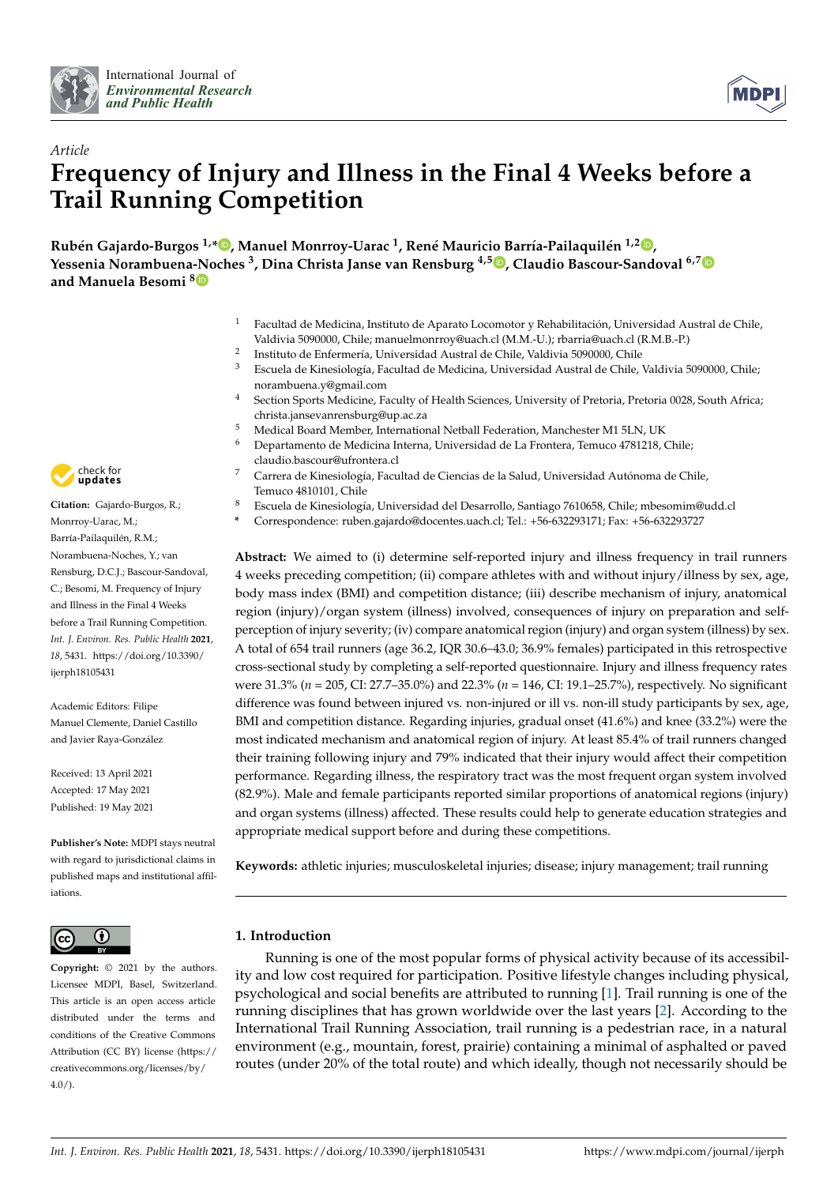*Article*

# Frequency of Injury and Illness in the Final 4 Weeks before a Trail Running Competition

**Rubén Gajardo-Burgos [1,*], Manuel Monrroy-Uarac [1], René Mauricio Barría-Pailaquilén [1,2], Yessenia Norambuena-Noches [3], Dina Christa Janse van Rensburg [4,5], Claudio Bascour-Sandoval [6,7] and Manuela Besomi [8]**

[1] Facultad de Medicina, Instituto de Aparato Locomotor y Rehabilitación, Universidad Austral de Chile, Valdivia 5090000, Chile; manuelmonrroy@uach.cl (M.M.-U.); rbarria@uach.cl (R.M.B.-P.)
[2] Instituto de Enfermería, Universidad Austral de Chile, Valdivia 5090000, Chile
[3] Escuela de Kinesiología, Facultad de Medicina, Universidad Austral de Chile, Valdivia 5090000, Chile; norambuena.y@gmail.com
[4] Section Sports Medicine, Faculty of Health Sciences, University of Pretoria, Pretoria 0028, South Africa; christa.jansevanrensburg@up.ac.za
[5] Medical Board Member, International Netball Federation, Manchester M1 5LN, UK
[6] Departamento de Medicina Interna, Universidad de La Frontera, Temuco 4781218, Chile; claudio.bascour@ufrontera.cl
[7] Carrera de Kinesiología, Facultad de Ciencias de la Salud, Universidad Autónoma de Chile, Temuco 4810101, Chile
[8] Escuela de Kinesiología, Universidad del Desarrollo, Santiago 7610658, Chile; mbesomim@udd.cl
* Correspondence: ruben.gajardo@docentes.uach.cl; Tel.: +56-632293171; Fax: +56-632293727

**Citation:** Gajardo-Burgos, R.; Monrroy-Uarac, M.; Barría-Pailaquilén, R.M.; Norambuena-Noches, Y.; van Rensburg, D.C.J.; Bascour-Sandoval, C.; Besomi, M. Frequency of Injury and Illness in the Final 4 Weeks before a Trail Running Competition. *Int. J. Environ. Res. Public Health* **2021**, *18*, 5431. https://doi.org/10.3390/ijerph18105431

Academic Editors: Filipe Manuel Clemente, Daniel Castillo and Javier Raya-González

Received: 13 April 2021
Accepted: 17 May 2021
Published: 19 May 2021

**Publisher's Note:** MDPI stays neutral with regard to jurisdictional claims in published maps and institutional affiliations.

**Copyright:** © 2021 by the authors. Licensee MDPI, Basel, Switzerland. This article is an open access article distributed under the terms and conditions of the Creative Commons Attribution (CC BY) license (https://creativecommons.org/licenses/by/4.0/).

**Abstract:** We aimed to (i) determine self-reported injury and illness frequency in trail runners 4 weeks preceding competition; (ii) compare athletes with and without injury/illness by sex, age, body mass index (BMI) and competition distance; (iii) describe mechanism of injury, anatomical region (injury)/organ system (illness) involved, consequences of injury on preparation and self-perception of injury severity; (iv) compare anatomical region (injury) and organ system (illness) by sex. A total of 654 trail runners (age 36.2, IQR 30.6–43.0; 36.9% females) participated in this retrospective cross-sectional study by completing a self-reported questionnaire. Injury and illness frequency rates were 31.3% ($n$ = 205, CI: 27.7–35.0%) and 22.3% ($n$ = 146, CI: 19.1–25.7%), respectively. No significant difference was found between injured vs. non-injured or ill vs. non-ill study participants by sex, age, BMI and competition distance. Regarding injuries, gradual onset (41.6%) and knee (33.2%) were the most indicated mechanism and anatomical region of injury. At least 85.4% of trail runners changed their training following injury and 79% indicated that their injury would affect their competition performance. Regarding illness, the respiratory tract was the most frequent organ system involved (82.9%). Male and female participants reported similar proportions of anatomical regions (injury) and organ systems (illness) affected. These results could help to generate education strategies and appropriate medical support before and during these competitions.

**Keywords:** athletic injuries; musculoskeletal injuries; disease; injury management; trail running

## 1. Introduction

Running is one of the most popular forms of physical activity because of its accessibility and low cost required for participation. Positive lifestyle changes including physical, psychological and social benefits are attributed to running [1]. Trail running is one of the running disciplines that has grown worldwide over the last years [2]. According to the International Trail Running Association, trail running is a pedestrian race, in a natural environment (e.g., mountain, forest, prairie) containing a minimal of asphalted or paved routes (under 20% of the total route) and which ideally, though not necessarily should be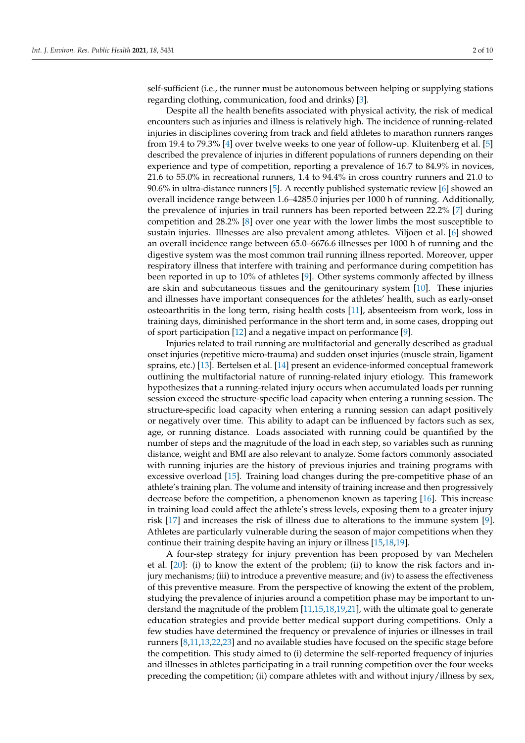self-sufficient (i.e., the runner must be autonomous between helping or supplying stations regarding clothing, communication, food and drinks) [3].

Despite all the health benefits associated with physical activity, the risk of medical encounters such as injuries and illness is relatively high. The incidence of running-related injuries in disciplines covering from track and field athletes to marathon runners ranges from 19.4 to 79.3% [4] over twelve weeks to one year of follow-up. Kluitenberg et al. [5] described the prevalence of injuries in different populations of runners depending on their experience and type of competition, reporting a prevalence of 16.7 to 84.9% in novices, 21.6 to 55.0% in recreational runners, 1.4 to 94.4% in cross country runners and 21.0 to 90.6% in ultra-distance runners [5]. A recently published systematic review [6] showed an overall incidence range between 1.6–4285.0 injuries per 1000 h of running. Additionally, the prevalence of injuries in trail runners has been reported between 22.2% [7] during competition and 28.2% [8] over one year with the lower limbs the most susceptible to sustain injuries. Illnesses are also prevalent among athletes. Viljoen et al. [6] showed an overall incidence range between 65.0–6676.6 illnesses per 1000 h of running and the digestive system was the most common trail running illness reported. Moreover, upper respiratory illness that interfere with training and performance during competition has been reported in up to 10% of athletes [9]. Other systems commonly affected by illness are skin and subcutaneous tissues and the genitourinary system [10]. These injuries and illnesses have important consequences for the athletes' health, such as early-onset osteoarthritis in the long term, rising health costs [11], absenteeism from work, loss in training days, diminished performance in the short term and, in some cases, dropping out of sport participation [12] and a negative impact on performance [9].

Injuries related to trail running are multifactorial and generally described as gradual onset injuries (repetitive micro-trauma) and sudden onset injuries (muscle strain, ligament sprains, etc.) [13]. Bertelsen et al. [14] present an evidence-informed conceptual framework outlining the multifactorial nature of running-related injury etiology. This framework hypothesizes that a running-related injury occurs when accumulated loads per running session exceed the structure-specific load capacity when entering a running session. The structure-specific load capacity when entering a running session can adapt positively or negatively over time. This ability to adapt can be influenced by factors such as sex, age, or running distance. Loads associated with running could be quantified by the number of steps and the magnitude of the load in each step, so variables such as running distance, weight and BMI are also relevant to analyze. Some factors commonly associated with running injuries are the history of previous injuries and training programs with excessive overload [15]. Training load changes during the pre-competitive phase of an athlete's training plan. The volume and intensity of training increase and then progressively decrease before the competition, a phenomenon known as tapering [16]. This increase in training load could affect the athlete's stress levels, exposing them to a greater injury risk [17] and increases the risk of illness due to alterations to the immune system [9]. Athletes are particularly vulnerable during the season of major competitions when they continue their training despite having an injury or illness [15,18,19].

A four-step strategy for injury prevention has been proposed by van Mechelen et al. [20]: (i) to know the extent of the problem; (ii) to know the risk factors and injury mechanisms; (iii) to introduce a preventive measure; and (iv) to assess the effectiveness of this preventive measure. From the perspective of knowing the extent of the problem, studying the prevalence of injuries around a competition phase may be important to understand the magnitude of the problem [11,15,18,19,21], with the ultimate goal to generate education strategies and provide better medical support during competitions. Only a few studies have determined the frequency or prevalence of injuries or illnesses in trail runners [8,11,13,22,23] and no available studies have focused on the specific stage before the competition. This study aimed to (i) determine the self-reported frequency of injuries and illnesses in athletes participating in a trail running competition over the four weeks preceding the competition; (ii) compare athletes with and without injury/illness by sex,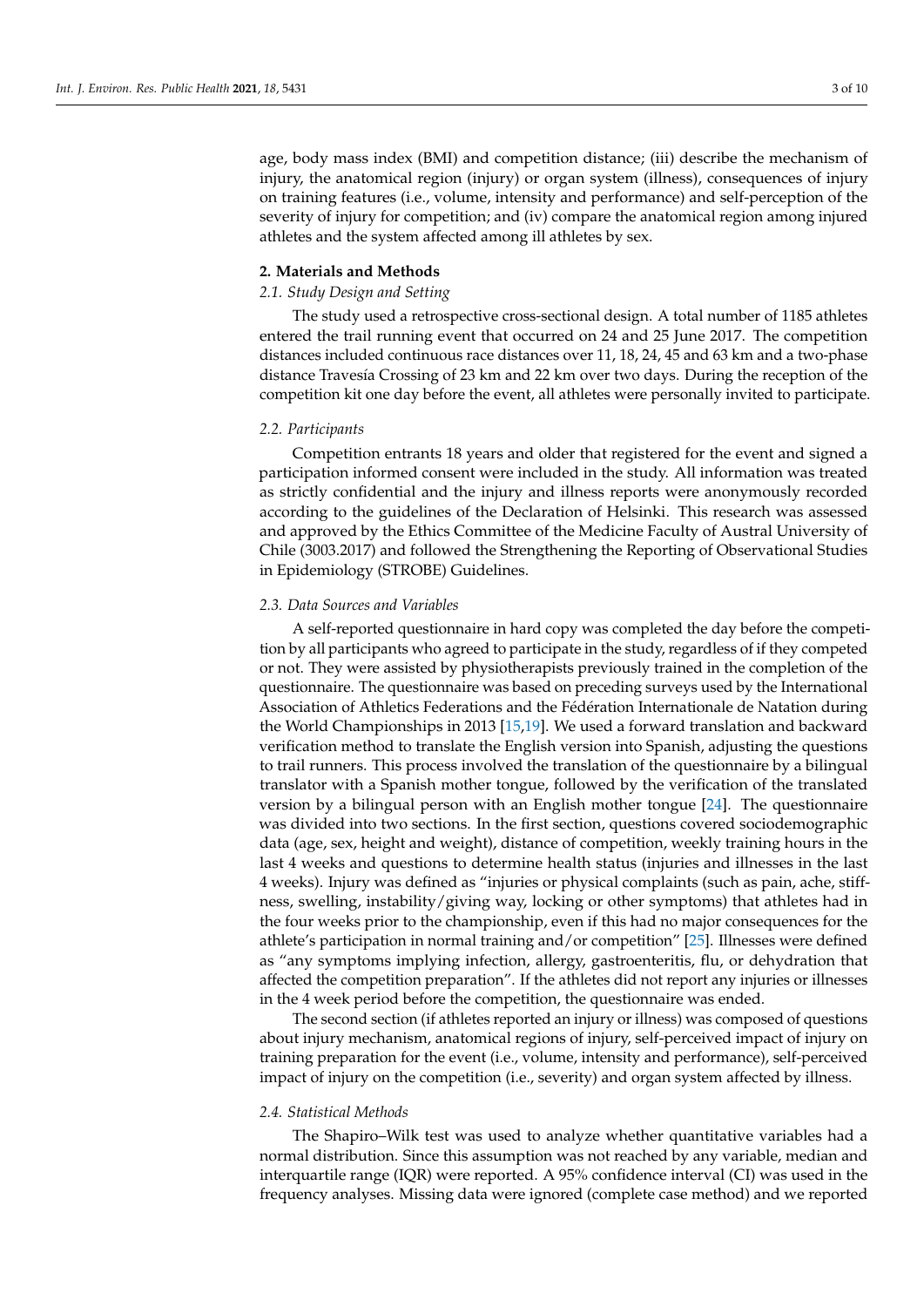age, body mass index (BMI) and competition distance; (iii) describe the mechanism of injury, the anatomical region (injury) or organ system (illness), consequences of injury on training features (i.e., volume, intensity and performance) and self-perception of the severity of injury for competition; and (iv) compare the anatomical region among injured athletes and the system affected among ill athletes by sex.

## 2. Materials and Methods

### *2.1. Study Design and Setting*

The study used a retrospective cross-sectional design. A total number of 1185 athletes entered the trail running event that occurred on 24 and 25 June 2017. The competition distances included continuous race distances over 11, 18, 24, 45 and 63 km and a two-phase distance Travesía Crossing of 23 km and 22 km over two days. During the reception of the competition kit one day before the event, all athletes were personally invited to participate.

### *2.2. Participants*

Competition entrants 18 years and older that registered for the event and signed a participation informed consent were included in the study. All information was treated as strictly confidential and the injury and illness reports were anonymously recorded according to the guidelines of the Declaration of Helsinki. This research was assessed and approved by the Ethics Committee of the Medicine Faculty of Austral University of Chile (3003.2017) and followed the Strengthening the Reporting of Observational Studies in Epidemiology (STROBE) Guidelines.

### *2.3. Data Sources and Variables*

A self-reported questionnaire in hard copy was completed the day before the competition by all participants who agreed to participate in the study, regardless of if they competed or not. They were assisted by physiotherapists previously trained in the completion of the questionnaire. The questionnaire was based on preceding surveys used by the International Association of Athletics Federations and the Fédération Internationale de Natation during the World Championships in 2013 [15,19]. We used a forward translation and backward verification method to translate the English version into Spanish, adjusting the questions to trail runners. This process involved the translation of the questionnaire by a bilingual translator with a Spanish mother tongue, followed by the verification of the translated version by a bilingual person with an English mother tongue [24]. The questionnaire was divided into two sections. In the first section, questions covered sociodemographic data (age, sex, height and weight), distance of competition, weekly training hours in the last 4 weeks and questions to determine health status (injuries and illnesses in the last 4 weeks). Injury was defined as "injuries or physical complaints (such as pain, ache, stiffness, swelling, instability/giving way, locking or other symptoms) that athletes had in the four weeks prior to the championship, even if this had no major consequences for the athlete's participation in normal training and/or competition" [25]. Illnesses were defined as "any symptoms implying infection, allergy, gastroenteritis, flu, or dehydration that affected the competition preparation". If the athletes did not report any injuries or illnesses in the 4 week period before the competition, the questionnaire was ended.

The second section (if athletes reported an injury or illness) was composed of questions about injury mechanism, anatomical regions of injury, self-perceived impact of injury on training preparation for the event (i.e., volume, intensity and performance), self-perceived impact of injury on the competition (i.e., severity) and organ system affected by illness.

### *2.4. Statistical Methods*

The Shapiro–Wilk test was used to analyze whether quantitative variables had a normal distribution. Since this assumption was not reached by any variable, median and interquartile range (IQR) were reported. A 95% confidence interval (CI) was used in the frequency analyses. Missing data were ignored (complete case method) and we reported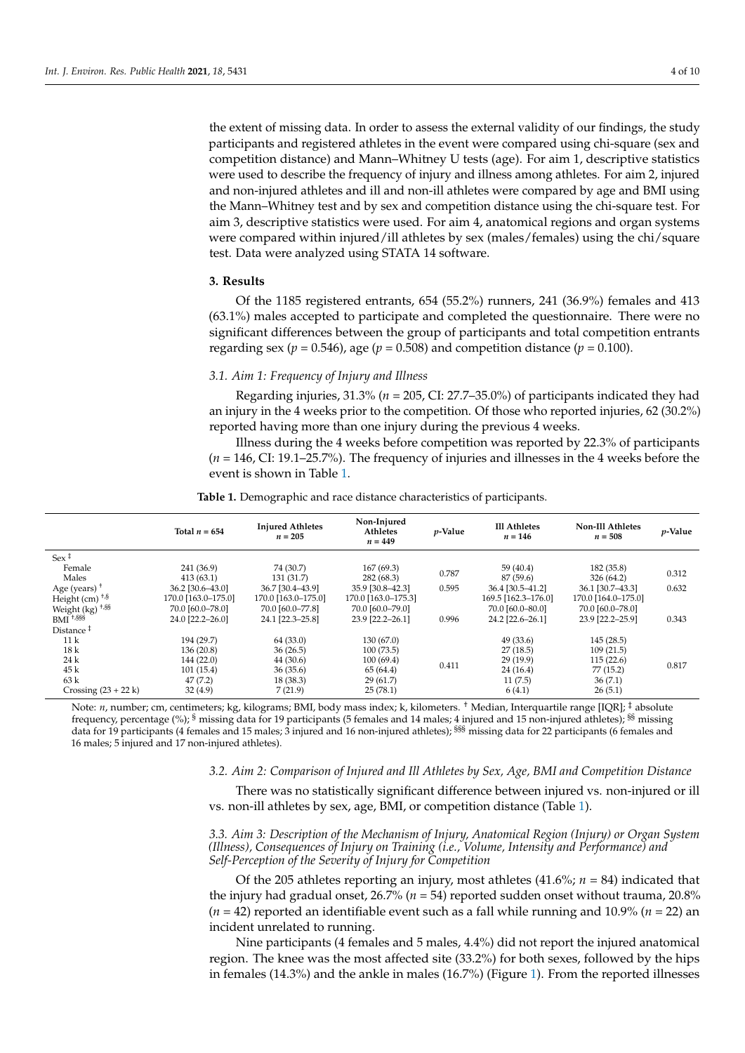the extent of missing data. In order to assess the external validity of our findings, the study participants and registered athletes in the event were compared using chi-square (sex and competition distance) and Mann–Whitney U tests (age). For aim 1, descriptive statistics were used to describe the frequency of injury and illness among athletes. For aim 2, injured and non-injured athletes and ill and non-ill athletes were compared by age and BMI using the Mann–Whitney test and by sex and competition distance using the chi-square test. For aim 3, descriptive statistics were used. For aim 4, anatomical regions and organ systems were compared within injured/ill athletes by sex (males/females) using the chi/square test. Data were analyzed using STATA 14 software.

## 3. Results

Of the 1185 registered entrants, 654 (55.2%) runners, 241 (36.9%) females and 413 (63.1%) males accepted to participate and completed the questionnaire. There were no significant differences between the group of participants and total competition entrants regarding sex ($p = 0.546$), age ($p = 0.508$) and competition distance ($p = 0.100$).

### *3.1. Aim 1: Frequency of Injury and Illness*

Regarding injuries, 31.3% ($n = 205$, CI: 27.7–35.0%) of participants indicated they had an injury in the 4 weeks prior to the competition. Of those who reported injuries, 62 (30.2%) reported having more than one injury during the previous 4 weeks.

Illness during the 4 weeks before competition was reported by 22.3% of participants ($n = 146$, CI: 19.1–25.7%). The frequency of injuries and illnesses in the 4 weeks before the event is shown in Table 1.

**Table 1.** Demographic and race distance characteristics of participants.

| | Total $n = 654$ | Injured Athletes $n = 205$ | Non-Injured Athletes $n = 449$ | *p*-Value | Ill Athletes $n = 146$ | Non-Ill Athletes $n = 508$ | *p*-Value |
|---|---|---|---|---|---|---|---|
| Sex [‡] | | | | | | | |
| Female | 241 (36.9) | 74 (30.7) | 167 (69.3) | 0.787 | 59 (40.4) | 182 (35.8) | 0.312 |
| Males | 413 (63.1) | 131 (31.7) | 282 (68.3) | | 87 (59.6) | 326 (64.2) | |
| Age (years) [†] | 36.2 [30.6–43.0] | 36.7 [30.4–43.9] | 35.9 [30.8–42.3] | 0.595 | 36.4 [30.5–41.2] | 36.1 [30.7–43.3] | 0.632 |
| Height (cm) [†,§] | 170.0 [163.0–175.0] | 170.0 [163.0–175.0] | 170.0 [163.0–175.3] | | 169.5 [162.3–176.0] | 170.0 [164.0–175.0] | |
| Weight (kg) [†,§§] | 70.0 [60.0–78.0] | 70.0 [60.0–77.8] | 70.0 [60.0–79.0] | | 70.0 [60.0–80.0] | 70.0 [60.0–78.0] | |
| BMI [†,§§§] | 24.0 [22.2–26.0] | 24.1 [22.3–25.8] | 23.9 [22.2–26.1] | 0.996 | 24.2 [22.6–26.1] | 23.9 [22.2–25.9] | 0.343 |
| Distance [‡] | | | | | | | |
| 11 k | 194 (29.7) | 64 (33.0) | 130 (67.0) | 0.411 | 49 (33.6) | 145 (28.5) | 0.817 |
| 18 k | 136 (20.8) | 36 (26.5) | 100 (73.5) | | 27 (18.5) | 109 (21.5) | |
| 24 k | 144 (22.0) | 44 (30.6) | 100 (69.4) | | 29 (19.9) | 115 (22.6) | |
| 45 k | 101 (15.4) | 36 (35.6) | 65 (64.4) | | 24 (16.4) | 77 (15.2) | |
| 63 k | 47 (7.2) | 18 (38.3) | 29 (61.7) | | 11 (7.5) | 36 (7.1) | |
| Crossing (23 + 22 k) | 32 (4.9) | 7 (21.9) | 25 (78.1) | | 6 (4.1) | 26 (5.1) | |

Note: *n*, number; cm, centimeters; kg, kilograms; BMI, body mass index; k, kilometers. [†] Median, Interquartile range [IQR]; [‡] absolute frequency, percentage (%); [§] missing data for 19 participants (5 females and 14 males; 4 injured and 15 non-injured athletes); [§§] missing data for 19 participants (4 females and 15 males; 3 injured and 16 non-injured athletes); [§§§] missing data for 22 participants (6 females and 16 males; 5 injured and 17 non-injured athletes).

### *3.2. Aim 2: Comparison of Injured and Ill Athletes by Sex, Age, BMI and Competition Distance*

There was no statistically significant difference between injured vs. non-injured or ill vs. non-ill athletes by sex, age, BMI, or competition distance (Table 1).

### *3.3. Aim 3: Description of the Mechanism of Injury, Anatomical Region (Injury) or Organ System (Illness), Consequences of Injury on Training (i.e., Volume, Intensity and Performance) and Self-Perception of the Severity of Injury for Competition*

Of the 205 athletes reporting an injury, most athletes (41.6%; $n = 84$) indicated that the injury had gradual onset, 26.7% ($n = 54$) reported sudden onset without trauma, 20.8% ($n = 42$) reported an identifiable event such as a fall while running and 10.9% ($n = 22$) an incident unrelated to running.

Nine participants (4 females and 5 males, 4.4%) did not report the injured anatomical region. The knee was the most affected site (33.2%) for both sexes, followed by the hips in females (14.3%) and the ankle in males (16.7%) (Figure 1). From the reported illnesses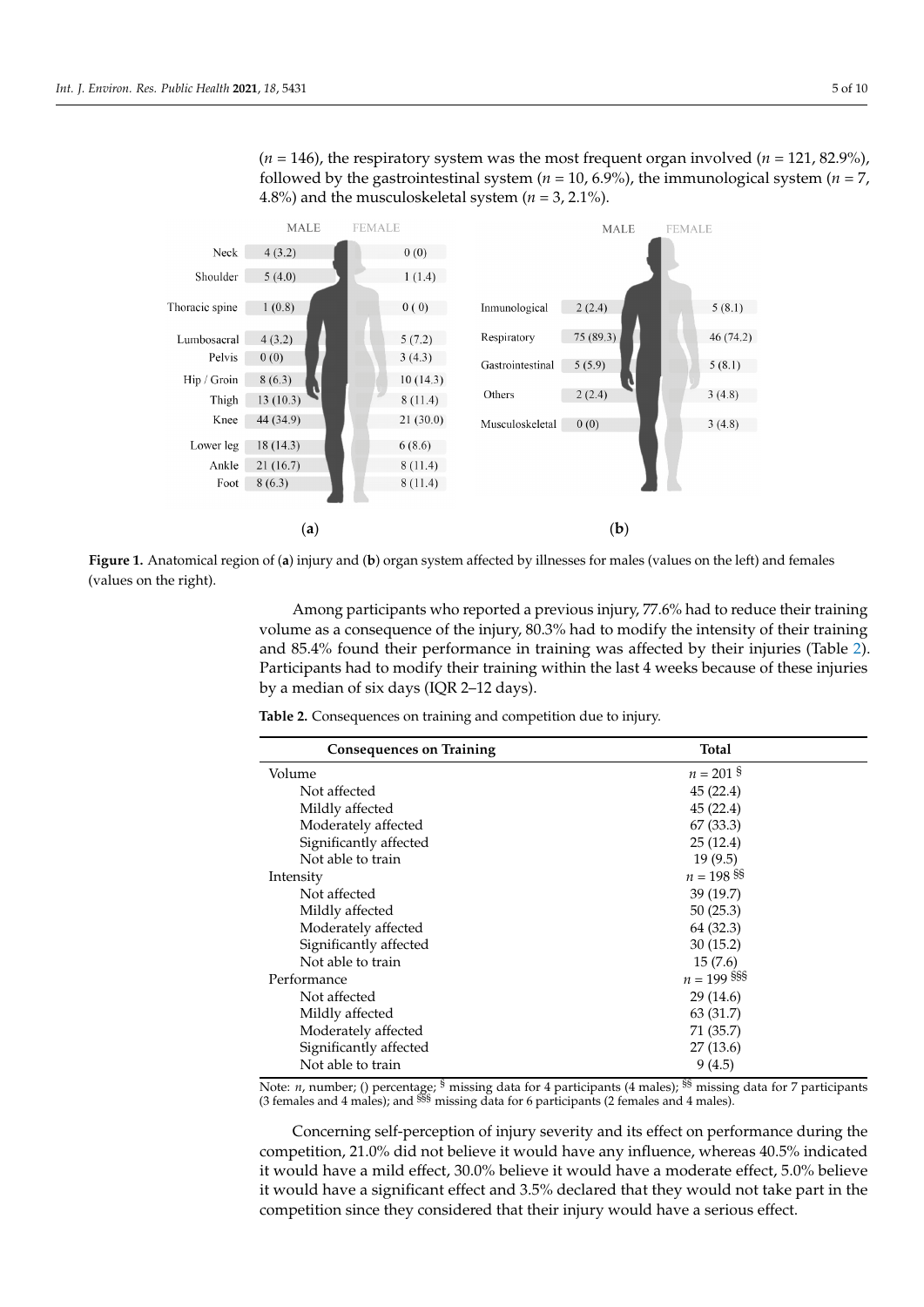(*n* = 146), the respiratory system was the most frequent organ involved (*n* = 121, 82.9%), followed by the gastrointestinal system (*n* = 10, 6.9%), the immunological system (*n* = 7, 4.8%) and the musculoskeletal system (*n* = 3, 2.1%).

**Figure 1.** Anatomical region of (**a**) injury and (**b**) organ system affected by illnesses for males (values on the left) and females (values on the right).

Among participants who reported a previous injury, 77.6% had to reduce their training volume as a consequence of the injury, 80.3% had to modify the intensity of their training and 85.4% found their performance in training was affected by their injuries (Table 2). Participants had to modify their training within the last 4 weeks because of these injuries by a median of six days (IQR 2–12 days).

**Table 2.** Consequences on training and competition due to injury.

| Consequences on Training | Total |
|---|---|
| Volume | $n = 201$ § |
| Not affected | 45 (22.4) |
| Mildly affected | 45 (22.4) |
| Moderately affected | 67 (33.3) |
| Significantly affected | 25 (12.4) |
| Not able to train | 19 (9.5) |
| Intensity | $n = 198$ §§ |
| Not affected | 39 (19.7) |
| Mildly affected | 50 (25.3) |
| Moderately affected | 64 (32.3) |
| Significantly affected | 30 (15.2) |
| Not able to train | 15 (7.6) |
| Performance | $n = 199$ §§§ |
| Not affected | 29 (14.6) |
| Mildly affected | 63 (31.7) |
| Moderately affected | 71 (35.7) |
| Significantly affected | 27 (13.6) |
| Not able to train | 9 (4.5) |

Note: *n*, number; () percentage; § missing data for 4 participants (4 males); §§ missing data for 7 participants (3 females and 4 males); and §§§ missing data for 6 participants (2 females and 4 males).

Concerning self-perception of injury severity and its effect on performance during the competition, 21.0% did not believe it would have any influence, whereas 40.5% indicated it would have a mild effect, 30.0% believe it would have a moderate effect, 5.0% believe it would have a significant effect and 3.5% declared that they would not take part in the competition since they considered that their injury would have a serious effect.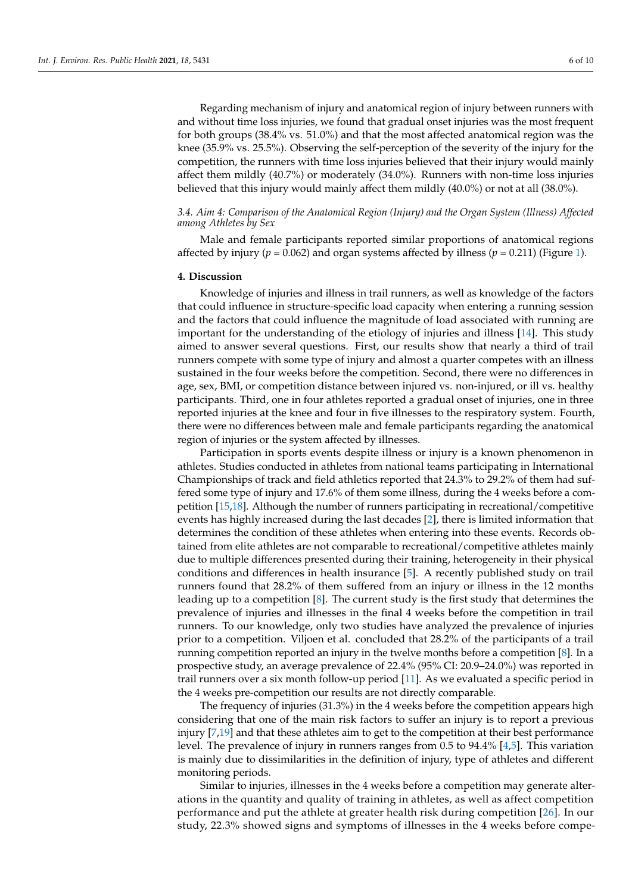Regarding mechanism of injury and anatomical region of injury between runners with and without time loss injuries, we found that gradual onset injuries was the most frequent for both groups (38.4% vs. 51.0%) and that the most affected anatomical region was the knee (35.9% vs. 25.5%). Observing the self-perception of the severity of the injury for the competition, the runners with time loss injuries believed that their injury would mainly affect them mildly (40.7%) or moderately (34.0%). Runners with non-time loss injuries believed that this injury would mainly affect them mildly (40.0%) or not at all (38.0%).

### 3.4. Aim 4: Comparison of the Anatomical Region (Injury) and the Organ System (Illness) Affected among Athletes by Sex

Male and female participants reported similar proportions of anatomical regions affected by injury ($p = 0.062$) and organ systems affected by illness ($p = 0.211$) (Figure 1).

## 4. Discussion

Knowledge of injuries and illness in trail runners, as well as knowledge of the factors that could influence in structure-specific load capacity when entering a running session and the factors that could influence the magnitude of load associated with running are important for the understanding of the etiology of injuries and illness [14]. This study aimed to answer several questions. First, our results show that nearly a third of trail runners compete with some type of injury and almost a quarter competes with an illness sustained in the four weeks before the competition. Second, there were no differences in age, sex, BMI, or competition distance between injured vs. non-injured, or ill vs. healthy participants. Third, one in four athletes reported a gradual onset of injuries, one in three reported injuries at the knee and four in five illnesses to the respiratory system. Fourth, there were no differences between male and female participants regarding the anatomical region of injuries or the system affected by illnesses.

Participation in sports events despite illness or injury is a known phenomenon in athletes. Studies conducted in athletes from national teams participating in International Championships of track and field athletics reported that 24.3% to 29.2% of them had suffered some type of injury and 17.6% of them some illness, during the 4 weeks before a competition [15,18]. Although the number of runners participating in recreational/competitive events has highly increased during the last decades [2], there is limited information that determines the condition of these athletes when entering into these events. Records obtained from elite athletes are not comparable to recreational/competitive athletes mainly due to multiple differences presented during their training, heterogeneity in their physical conditions and differences in health insurance [5]. A recently published study on trail runners found that 28.2% of them suffered from an injury or illness in the 12 months leading up to a competition [8]. The current study is the first study that determines the prevalence of injuries and illnesses in the final 4 weeks before the competition in trail runners. To our knowledge, only two studies have analyzed the prevalence of injuries prior to a competition. Viljoen et al. concluded that 28.2% of the participants of a trail running competition reported an injury in the twelve months before a competition [8]. In a prospective study, an average prevalence of 22.4% (95% CI: 20.9–24.0%) was reported in trail runners over a six month follow-up period [11]. As we evaluated a specific period in the 4 weeks pre-competition our results are not directly comparable.

The frequency of injuries (31.3%) in the 4 weeks before the competition appears high considering that one of the main risk factors to suffer an injury is to report a previous injury [7,19] and that these athletes aim to get to the competition at their best performance level. The prevalence of injury in runners ranges from 0.5 to 94.4% [4,5]. This variation is mainly due to dissimilarities in the definition of injury, type of athletes and different monitoring periods.

Similar to injuries, illnesses in the 4 weeks before a competition may generate alterations in the quantity and quality of training in athletes, as well as affect competition performance and put the athlete at greater health risk during competition [26]. In our study, 22.3% showed signs and symptoms of illnesses in the 4 weeks before compe-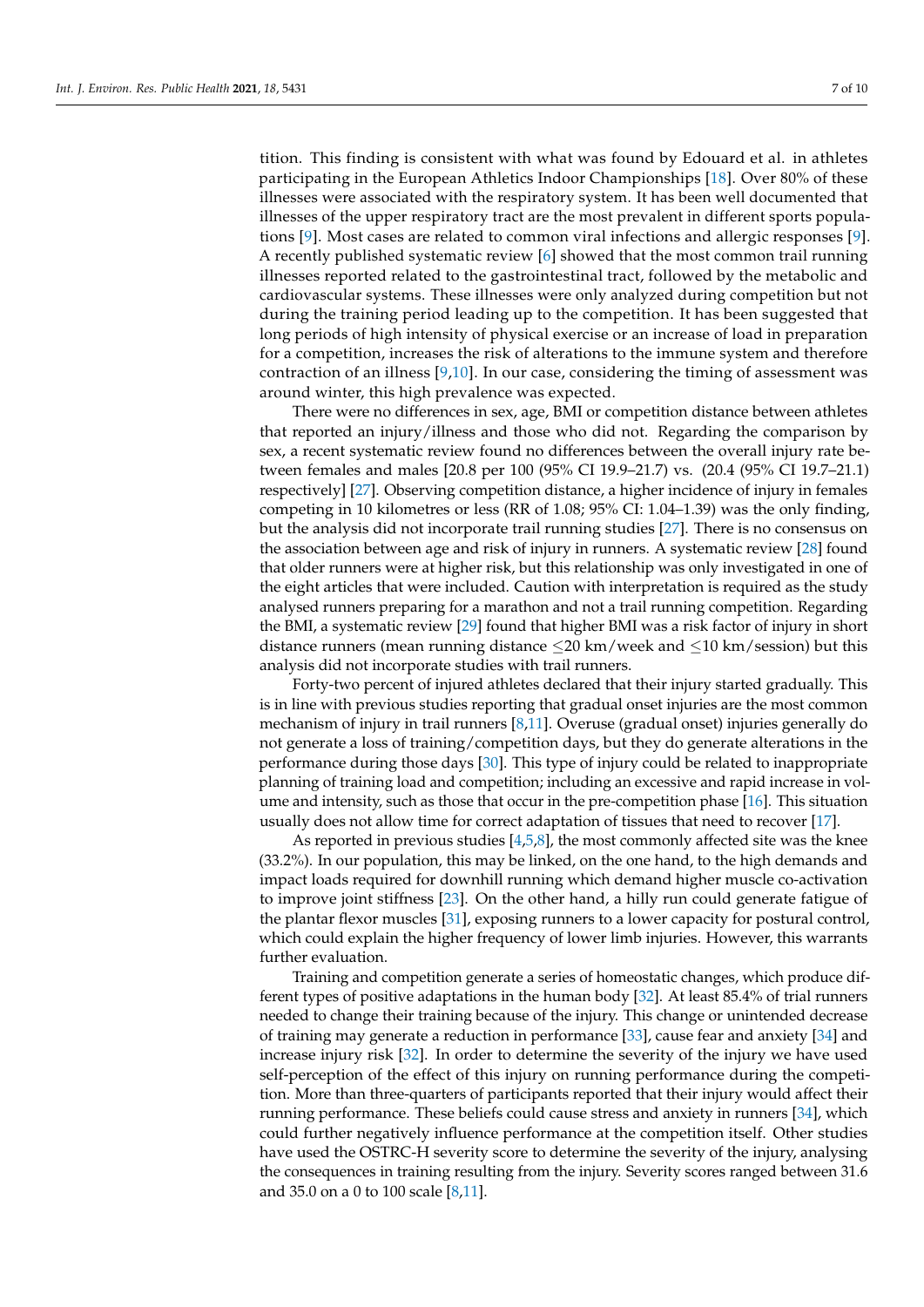tition. This finding is consistent with what was found by Edouard et al. in athletes participating in the European Athletics Indoor Championships [18]. Over 80% of these illnesses were associated with the respiratory system. It has been well documented that illnesses of the upper respiratory tract are the most prevalent in different sports populations [9]. Most cases are related to common viral infections and allergic responses [9]. A recently published systematic review [6] showed that the most common trail running illnesses reported related to the gastrointestinal tract, followed by the metabolic and cardiovascular systems. These illnesses were only analyzed during competition but not during the training period leading up to the competition. It has been suggested that long periods of high intensity of physical exercise or an increase of load in preparation for a competition, increases the risk of alterations to the immune system and therefore contraction of an illness [9,10]. In our case, considering the timing of assessment was around winter, this high prevalence was expected.

There were no differences in sex, age, BMI or competition distance between athletes that reported an injury/illness and those who did not. Regarding the comparison by sex, a recent systematic review found no differences between the overall injury rate between females and males [20.8 per 100 (95% CI 19.9–21.7) vs. (20.4 (95% CI 19.7–21.1) respectively] [27]. Observing competition distance, a higher incidence of injury in females competing in 10 kilometres or less (RR of 1.08; 95% CI: 1.04–1.39) was the only finding, but the analysis did not incorporate trail running studies [27]. There is no consensus on the association between age and risk of injury in runners. A systematic review [28] found that older runners were at higher risk, but this relationship was only investigated in one of the eight articles that were included. Caution with interpretation is required as the study analysed runners preparing for a marathon and not a trail running competition. Regarding the BMI, a systematic review [29] found that higher BMI was a risk factor of injury in short distance runners (mean running distance $\leq$20 km/week and $\leq$10 km/session) but this analysis did not incorporate studies with trail runners.

Forty-two percent of injured athletes declared that their injury started gradually. This is in line with previous studies reporting that gradual onset injuries are the most common mechanism of injury in trail runners [8,11]. Overuse (gradual onset) injuries generally do not generate a loss of training/competition days, but they do generate alterations in the performance during those days [30]. This type of injury could be related to inappropriate planning of training load and competition; including an excessive and rapid increase in volume and intensity, such as those that occur in the pre-competition phase [16]. This situation usually does not allow time for correct adaptation of tissues that need to recover [17].

As reported in previous studies [4,5,8], the most commonly affected site was the knee (33.2%). In our population, this may be linked, on the one hand, to the high demands and impact loads required for downhill running which demand higher muscle co-activation to improve joint stiffness [23]. On the other hand, a hilly run could generate fatigue of the plantar flexor muscles [31], exposing runners to a lower capacity for postural control, which could explain the higher frequency of lower limb injuries. However, this warrants further evaluation.

Training and competition generate a series of homeostatic changes, which produce different types of positive adaptations in the human body [32]. At least 85.4% of trial runners needed to change their training because of the injury. This change or unintended decrease of training may generate a reduction in performance [33], cause fear and anxiety [34] and increase injury risk [32]. In order to determine the severity of the injury we have used self-perception of the effect of this injury on running performance during the competition. More than three-quarters of participants reported that their injury would affect their running performance. These beliefs could cause stress and anxiety in runners [34], which could further negatively influence performance at the competition itself. Other studies have used the OSTRC-H severity score to determine the severity of the injury, analysing the consequences in training resulting from the injury. Severity scores ranged between 31.6 and 35.0 on a 0 to 100 scale [8,11].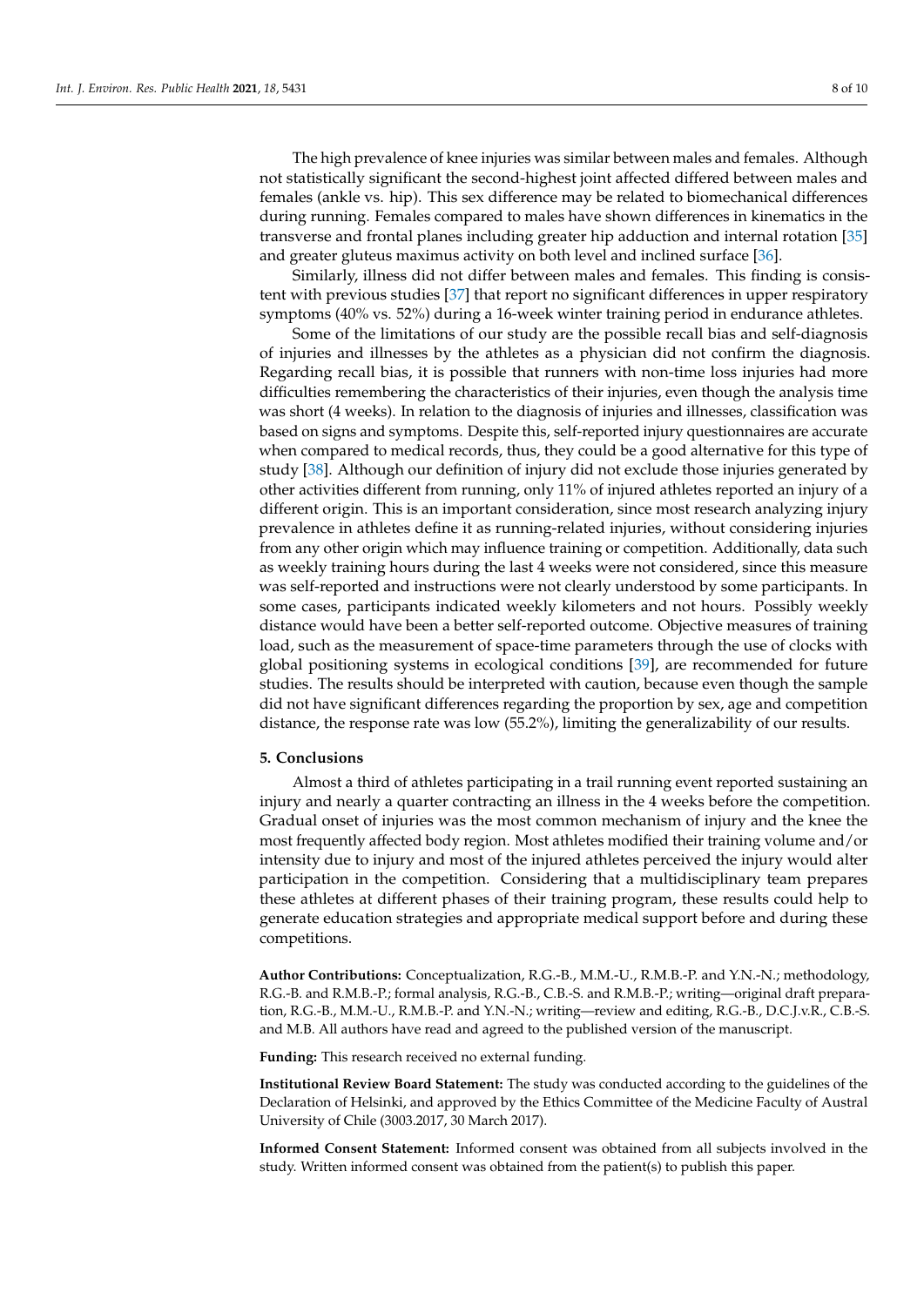The high prevalence of knee injuries was similar between males and females. Although not statistically significant the second-highest joint affected differed between males and females (ankle vs. hip). This sex difference may be related to biomechanical differences during running. Females compared to males have shown differences in kinematics in the transverse and frontal planes including greater hip adduction and internal rotation [35] and greater gluteus maximus activity on both level and inclined surface [36].

Similarly, illness did not differ between males and females. This finding is consistent with previous studies [37] that report no significant differences in upper respiratory symptoms (40% vs. 52%) during a 16-week winter training period in endurance athletes.

Some of the limitations of our study are the possible recall bias and self-diagnosis of injuries and illnesses by the athletes as a physician did not confirm the diagnosis. Regarding recall bias, it is possible that runners with non-time loss injuries had more difficulties remembering the characteristics of their injuries, even though the analysis time was short (4 weeks). In relation to the diagnosis of injuries and illnesses, classification was based on signs and symptoms. Despite this, self-reported injury questionnaires are accurate when compared to medical records, thus, they could be a good alternative for this type of study [38]. Although our definition of injury did not exclude those injuries generated by other activities different from running, only 11% of injured athletes reported an injury of a different origin. This is an important consideration, since most research analyzing injury prevalence in athletes define it as running-related injuries, without considering injuries from any other origin which may influence training or competition. Additionally, data such as weekly training hours during the last 4 weeks were not considered, since this measure was self-reported and instructions were not clearly understood by some participants. In some cases, participants indicated weekly kilometers and not hours. Possibly weekly distance would have been a better self-reported outcome. Objective measures of training load, such as the measurement of space-time parameters through the use of clocks with global positioning systems in ecological conditions [39], are recommended for future studies. The results should be interpreted with caution, because even though the sample did not have significant differences regarding the proportion by sex, age and competition distance, the response rate was low (55.2%), limiting the generalizability of our results.

## 5. Conclusions

Almost a third of athletes participating in a trail running event reported sustaining an injury and nearly a quarter contracting an illness in the 4 weeks before the competition. Gradual onset of injuries was the most common mechanism of injury and the knee the most frequently affected body region. Most athletes modified their training volume and/or intensity due to injury and most of the injured athletes perceived the injury would alter participation in the competition. Considering that a multidisciplinary team prepares these athletes at different phases of their training program, these results could help to generate education strategies and appropriate medical support before and during these competitions.

**Author Contributions:** Conceptualization, R.G.-B., M.M.-U., R.M.B.-P. and Y.N.-N.; methodology, R.G.-B. and R.M.B.-P.; formal analysis, R.G.-B., C.B.-S. and R.M.B.-P.; writing—original draft preparation, R.G.-B., M.M.-U., R.M.B.-P. and Y.N.-N.; writing—review and editing, R.G.-B., D.C.J.v.R., C.B.-S. and M.B. All authors have read and agreed to the published version of the manuscript.

**Funding:** This research received no external funding.

**Institutional Review Board Statement:** The study was conducted according to the guidelines of the Declaration of Helsinki, and approved by the Ethics Committee of the Medicine Faculty of Austral University of Chile (3003.2017, 30 March 2017).

**Informed Consent Statement:** Informed consent was obtained from all subjects involved in the study. Written informed consent was obtained from the patient(s) to publish this paper.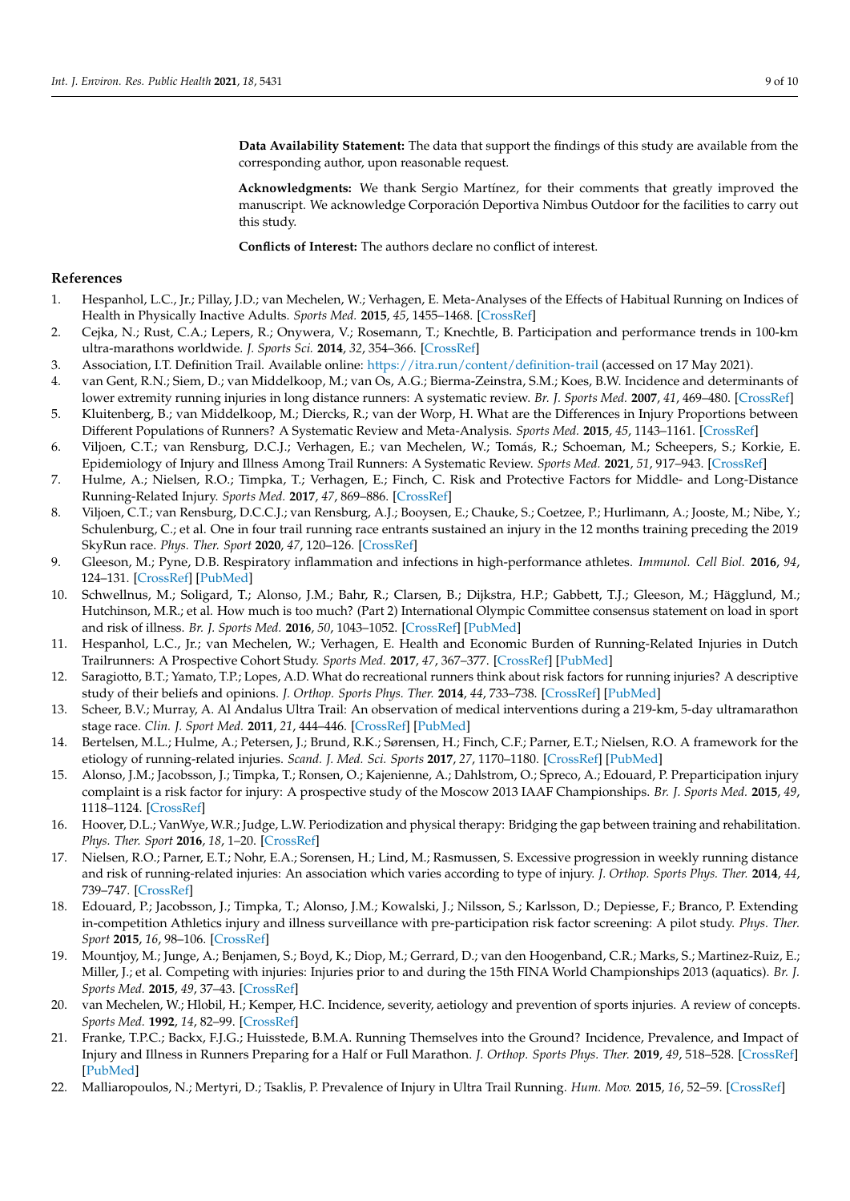**Data Availability Statement:** The data that support the findings of this study are available from the corresponding author, upon reasonable request.

**Acknowledgments:** We thank Sergio Martínez, for their comments that greatly improved the manuscript. We acknowledge Corporación Deportiva Nimbus Outdoor for the facilities to carry out this study.

**Conflicts of Interest:** The authors declare no conflict of interest.

## References

1. Hespanhol, L.C., Jr.; Pillay, J.D.; van Mechelen, W.; Verhagen, E. Meta-Analyses of the Effects of Habitual Running on Indices of Health in Physically Inactive Adults. *Sports Med.* **2015**, *45*, 1455–1468. [CrossRef]
2. Cejka, N.; Rust, C.A.; Lepers, R.; Onywera, V.; Rosemann, T.; Knechtle, B. Participation and performance trends in 100-km ultra-marathons worldwide. *J. Sports Sci.* **2014**, *32*, 354–366. [CrossRef]
3. Association, I.T. Definition Trail. Available online: https://itra.run/content/definition-trail (accessed on 17 May 2021).
4. van Gent, R.N.; Siem, D.; van Middelkoop, M.; van Os, A.G.; Bierma-Zeinstra, S.M.; Koes, B.W. Incidence and determinants of lower extremity running injuries in long distance runners: A systematic review. *Br. J. Sports Med.* **2007**, *41*, 469–480. [CrossRef]
5. Kluitenberg, B.; van Middelkoop, M.; Diercks, R.; van der Worp, H. What are the Differences in Injury Proportions between Different Populations of Runners? A Systematic Review and Meta-Analysis. *Sports Med.* **2015**, *45*, 1143–1161. [CrossRef]
6. Viljoen, C.T.; van Rensburg, D.C.J.; Verhagen, E.; van Mechelen, W.; Tomás, R.; Schoeman, M.; Scheepers, S.; Korkie, E. Epidemiology of Injury and Illness Among Trail Runners: A Systematic Review. *Sports Med.* **2021**, *51*, 917–943. [CrossRef]
7. Hulme, A.; Nielsen, R.O.; Timpka, T.; Verhagen, E.; Finch, C. Risk and Protective Factors for Middle- and Long-Distance Running-Related Injury. *Sports Med.* **2017**, *47*, 869–886. [CrossRef]
8. Viljoen, C.T.; van Rensburg, D.C.C.J.; van Rensburg, A.J.; Booysen, E.; Chauke, S.; Coetzee, P.; Hurlimann, A.; Jooste, M.; Nibe, Y.; Schulenburg, C.; et al. One in four trail running race entrants sustained an injury in the 12 months training preceding the 2019 SkyRun race. *Phys. Ther. Sport* **2020**, *47*, 120–126. [CrossRef]
9. Gleeson, M.; Pyne, D.B. Respiratory inflammation and infections in high-performance athletes. *Immunol. Cell Biol.* **2016**, *94*, 124–131. [CrossRef] [PubMed]
10. Schwellnus, M.; Soligard, T.; Alonso, J.M.; Bahr, R.; Clarsen, B.; Dijkstra, H.P.; Gabbett, T.J.; Gleeson, M.; Hägglund, M.; Hutchinson, M.R.; et al. How much is too much? (Part 2) International Olympic Committee consensus statement on load in sport and risk of illness. *Br. J. Sports Med.* **2016**, *50*, 1043–1052. [CrossRef] [PubMed]
11. Hespanhol, L.C., Jr.; van Mechelen, W.; Verhagen, E. Health and Economic Burden of Running-Related Injuries in Dutch Trailrunners: A Prospective Cohort Study. *Sports Med.* **2017**, *47*, 367–377. [CrossRef] [PubMed]
12. Saragiotto, B.T.; Yamato, T.P.; Lopes, A.D. What do recreational runners think about risk factors for running injuries? A descriptive study of their beliefs and opinions. *J. Orthop. Sports Phys. Ther.* **2014**, *44*, 733–738. [CrossRef] [PubMed]
13. Scheer, B.V.; Murray, A. Al Andalus Ultra Trail: An observation of medical interventions during a 219-km, 5-day ultramarathon stage race. *Clin. J. Sport Med.* **2011**, *21*, 444–446. [CrossRef] [PubMed]
14. Bertelsen, M.L.; Hulme, A.; Petersen, J.; Brund, R.K.; Sørensen, H.; Finch, C.F.; Parner, E.T.; Nielsen, R.O. A framework for the etiology of running-related injuries. *Scand. J. Med. Sci. Sports* **2017**, *27*, 1170–1180. [CrossRef] [PubMed]
15. Alonso, J.M.; Jacobsson, J.; Timpka, T.; Ronsen, O.; Kajenienne, A.; Dahlstrom, O.; Spreco, A.; Edouard, P. Preparticipation injury complaint is a risk factor for injury: A prospective study of the Moscow 2013 IAAF Championships. *Br. J. Sports Med.* **2015**, *49*, 1118–1124. [CrossRef]
16. Hoover, D.L.; VanWye, W.R.; Judge, L.W. Periodization and physical therapy: Bridging the gap between training and rehabilitation. *Phys. Ther. Sport* **2016**, *18*, 1–20. [CrossRef]
17. Nielsen, R.O.; Parner, E.T.; Nohr, E.A.; Sorensen, H.; Lind, M.; Rasmussen, S. Excessive progression in weekly running distance and risk of running-related injuries: An association which varies according to type of injury. *J. Orthop. Sports Phys. Ther.* **2014**, *44*, 739–747. [CrossRef]
18. Edouard, P.; Jacobsson, J.; Timpka, T.; Alonso, J.M.; Kowalski, J.; Nilsson, S.; Karlsson, D.; Depiesse, F.; Branco, P. Extending in-competition Athletics injury and illness surveillance with pre-participation risk factor screening: A pilot study. *Phys. Ther. Sport* **2015**, *16*, 98–106. [CrossRef]
19. Mountjoy, M.; Junge, A.; Benjamen, S.; Boyd, K.; Diop, M.; Gerrard, D.; van den Hoogenband, C.R.; Marks, S.; Martinez-Ruiz, E.; Miller, J.; et al. Competing with injuries: Injuries prior to and during the 15th FINA World Championships 2013 (aquatics). *Br. J. Sports Med.* **2015**, *49*, 37–43. [CrossRef]
20. van Mechelen, W.; Hlobil, H.; Kemper, H.C. Incidence, severity, aetiology and prevention of sports injuries. A review of concepts. *Sports Med.* **1992**, *14*, 82–99. [CrossRef]
21. Franke, T.P.C.; Backx, F.J.G.; Huisstede, B.M.A. Running Themselves into the Ground? Incidence, Prevalence, and Impact of Injury and Illness in Runners Preparing for a Half or Full Marathon. *J. Orthop. Sports Phys. Ther.* **2019**, *49*, 518–528. [CrossRef] [PubMed]
22. Malliaropoulos, N.; Mertyri, D.; Tsaklis, P. Prevalence of Injury in Ultra Trail Running. *Hum. Mov.* **2015**, *16*, 52–59. [CrossRef]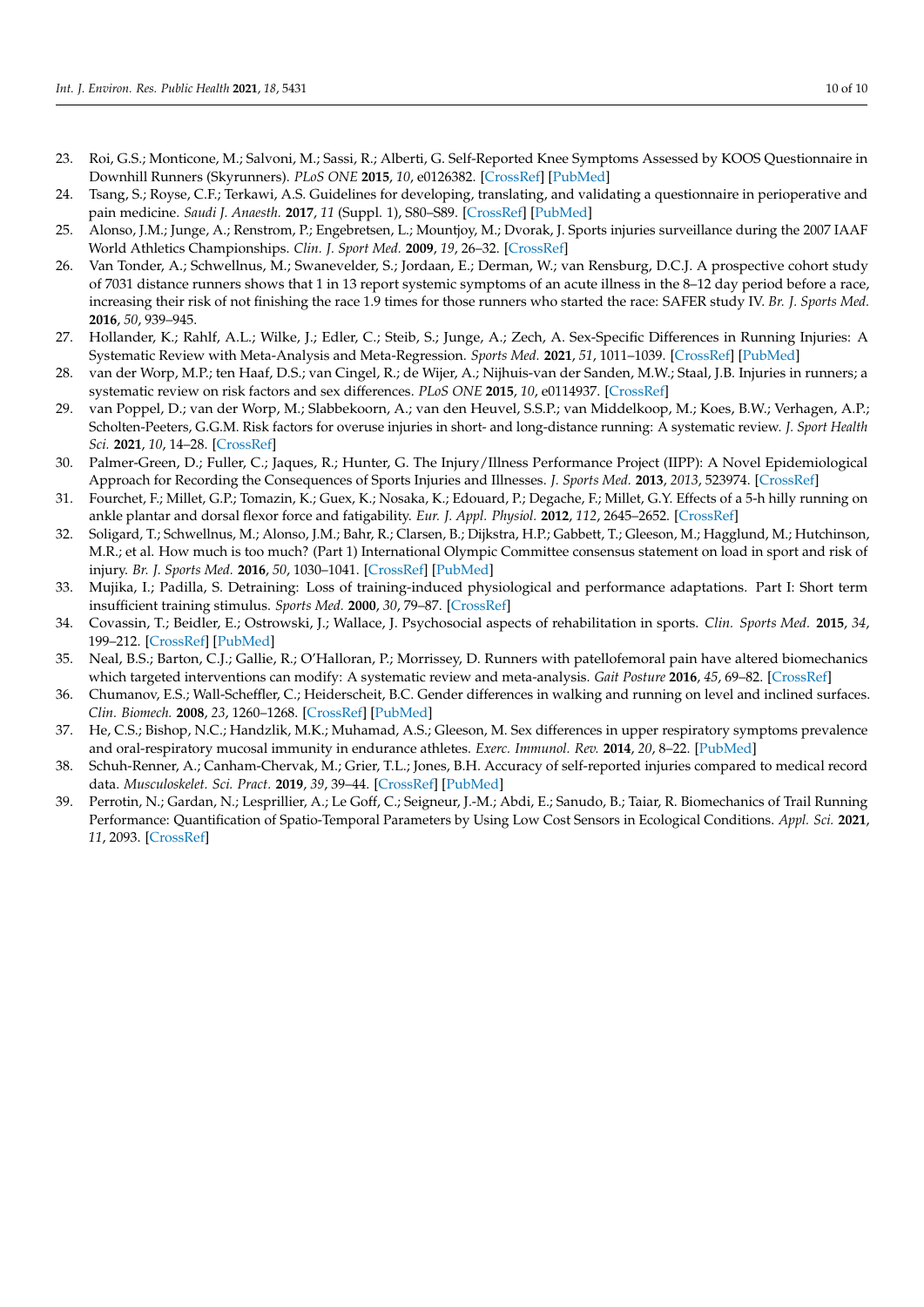23. Roi, G.S.; Monticone, M.; Salvoni, M.; Sassi, R.; Alberti, G. Self-Reported Knee Symptoms Assessed by KOOS Questionnaire in Downhill Runners (Skyrunners). *PLoS ONE* **2015**, *10*, e0126382. [CrossRef] [PubMed]
24. Tsang, S.; Royse, C.F.; Terkawi, A.S. Guidelines for developing, translating, and validating a questionnaire in perioperative and pain medicine. *Saudi J. Anaesth.* **2017**, *11* (Suppl. 1), S80–S89. [CrossRef] [PubMed]
25. Alonso, J.M.; Junge, A.; Renstrom, P.; Engebretsen, L.; Mountjoy, M.; Dvorak, J. Sports injuries surveillance during the 2007 IAAF World Athletics Championships. *Clin. J. Sport Med.* **2009**, *19*, 26–32. [CrossRef]
26. Van Tonder, A.; Schwellnus, M.; Swanevelder, S.; Jordaan, E.; Derman, W.; van Rensburg, D.C.J. A prospective cohort study of 7031 distance runners shows that 1 in 13 report systemic symptoms of an acute illness in the 8–12 day period before a race, increasing their risk of not finishing the race 1.9 times for those runners who started the race: SAFER study IV. *Br. J. Sports Med.* **2016**, *50*, 939–945.
27. Hollander, K.; Rahlf, A.L.; Wilke, J.; Edler, C.; Steib, S.; Junge, A.; Zech, A. Sex-Specific Differences in Running Injuries: A Systematic Review with Meta-Analysis and Meta-Regression. *Sports Med.* **2021**, *51*, 1011–1039. [CrossRef] [PubMed]
28. van der Worp, M.P.; ten Haaf, D.S.; van Cingel, R.; de Wijer, A.; Nijhuis-van der Sanden, M.W.; Staal, J.B. Injuries in runners; a systematic review on risk factors and sex differences. *PLoS ONE* **2015**, *10*, e0114937. [CrossRef]
29. van Poppel, D.; van der Worp, M.; Slabbekoorn, A.; van den Heuvel, S.S.P.; van Middelkoop, M.; Koes, B.W.; Verhagen, A.P.; Scholten-Peeters, G.G.M. Risk factors for overuse injuries in short- and long-distance running: A systematic review. *J. Sport Health Sci.* **2021**, *10*, 14–28. [CrossRef]
30. Palmer-Green, D.; Fuller, C.; Jaques, R.; Hunter, G. The Injury/Illness Performance Project (IIPP): A Novel Epidemiological Approach for Recording the Consequences of Sports Injuries and Illnesses. *J. Sports Med.* **2013**, *2013*, 523974. [CrossRef]
31. Fourchet, F.; Millet, G.P.; Tomazin, K.; Guex, K.; Nosaka, K.; Edouard, P.; Degache, F.; Millet, G.Y. Effects of a 5-h hilly running on ankle plantar and dorsal flexor force and fatigability. *Eur. J. Appl. Physiol.* **2012**, *112*, 2645–2652. [CrossRef]
32. Soligard, T.; Schwellnus, M.; Alonso, J.M.; Bahr, R.; Clarsen, B.; Dijkstra, H.P.; Gabbett, T.; Gleeson, M.; Hagglund, M.; Hutchinson, M.R.; et al. How much is too much? (Part 1) International Olympic Committee consensus statement on load in sport and risk of injury. *Br. J. Sports Med.* **2016**, *50*, 1030–1041. [CrossRef] [PubMed]
33. Mujika, I.; Padilla, S. Detraining: Loss of training-induced physiological and performance adaptations. Part I: Short term insufficient training stimulus. *Sports Med.* **2000**, *30*, 79–87. [CrossRef]
34. Covassin, T.; Beidler, E.; Ostrowski, J.; Wallace, J. Psychosocial aspects of rehabilitation in sports. *Clin. Sports Med.* **2015**, *34*, 199–212. [CrossRef] [PubMed]
35. Neal, B.S.; Barton, C.J.; Gallie, R.; O'Halloran, P.; Morrissey, D. Runners with patellofemoral pain have altered biomechanics which targeted interventions can modify: A systematic review and meta-analysis. *Gait Posture* **2016**, *45*, 69–82. [CrossRef]
36. Chumanov, E.S.; Wall-Scheffler, C.; Heiderscheit, B.C. Gender differences in walking and running on level and inclined surfaces. *Clin. Biomech.* **2008**, *23*, 1260–1268. [CrossRef] [PubMed]
37. He, C.S.; Bishop, N.C.; Handzlik, M.K.; Muhamad, A.S.; Gleeson, M. Sex differences in upper respiratory symptoms prevalence and oral-respiratory mucosal immunity in endurance athletes. *Exerc. Immunol. Rev.* **2014**, *20*, 8–22. [PubMed]
38. Schuh-Renner, A.; Canham-Chervak, M.; Grier, T.L.; Jones, B.H. Accuracy of self-reported injuries compared to medical record data. *Musculoskelet. Sci. Pract.* **2019**, *39*, 39–44. [CrossRef] [PubMed]
39. Perrotin, N.; Gardan, N.; Lesprillier, A.; Le Goff, C.; Seigneur, J.-M.; Abdi, E.; Sanudo, B.; Taiar, R. Biomechanics of Trail Running Performance: Quantification of Spatio-Temporal Parameters by Using Low Cost Sensors in Ecological Conditions. *Appl. Sci.* **2021**, *11*, 2093. [CrossRef]